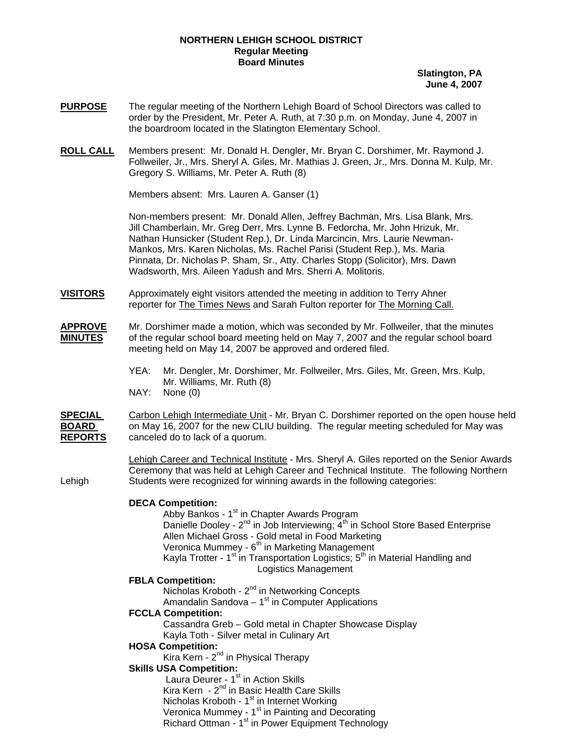**NORTHERN LEHIGH SCHOOL DISTRICT**
**Regular Meeting**
**Board Minutes**

**Slatington, PA**
**June 4, 2007**

**PURPOSE** The regular meeting of the Northern Lehigh Board of School Directors was called to order by the President, Mr. Peter A. Ruth, at 7:30 p.m. on Monday, June 4, 2007 in the boardroom located in the Slatington Elementary School.

**ROLL CALL** Members present: Mr. Donald H. Dengler, Mr. Bryan C. Dorshimer, Mr. Raymond J. Follweiler, Jr., Mrs. Sheryl A. Giles, Mr. Mathias J. Green, Jr., Mrs. Donna M. Kulp, Mr. Gregory S. Williams, Mr. Peter A. Ruth (8)

Members absent: Mrs. Lauren A. Ganser (1)

Non-members present: Mr. Donald Allen, Jeffrey Bachman, Mrs. Lisa Blank, Mrs. Jill Chamberlain, Mr. Greg Derr, Mrs. Lynne B. Fedorcha, Mr. John Hrizuk, Mr. Nathan Hunsicker (Student Rep.), Dr. Linda Marcincin, Mrs. Laurie Newman-Mankos, Mrs. Karen Nicholas, Ms. Rachel Parisi (Student Rep.), Ms. Maria Pinnata, Dr. Nicholas P. Sham, Sr., Atty. Charles Stopp (Solicitor), Mrs. Dawn Wadsworth, Mrs. Aileen Yadush and Mrs. Sherri A. Molitoris.

**VISITORS** Approximately eight visitors attended the meeting in addition to Terry Ahner reporter for The Times News and Sarah Fulton reporter for The Morning Call.

**APPROVE MINUTES** Mr. Dorshimer made a motion, which was seconded by Mr. Follweiler, that the minutes of the regular school board meeting held on May 7, 2007 and the regular school board meeting held on May 14, 2007 be approved and ordered filed.

YEA: Mr. Dengler, Mr. Dorshimer, Mr. Follweiler, Mrs. Giles, Mr. Green, Mrs. Kulp, Mr. Williams, Mr. Ruth (8)
NAY: None (0)

**SPECIAL BOARD REPORTS** Carbon Lehigh Intermediate Unit - Mr. Bryan C. Dorshimer reported on the open house held on May 16, 2007 for the new CLIU building. The regular meeting scheduled for May was canceled do to lack of a quorum.

Lehigh Career and Technical Institute - Mrs. Sheryl A. Giles reported on the Senior Awards Ceremony that was held at Lehigh Career and Technical Institute. The following Northern Lehigh Students were recognized for winning awards in the following categories:

**DECA Competition:**
- Abby Bankos - 1st in Chapter Awards Program
- Danielle Dooley - 2nd in Job Interviewing; 4th in School Store Based Enterprise
- Allen Michael Gross - Gold metal in Food Marketing
- Veronica Mummey - 6th in Marketing Management
- Kayla Trotter - 1st in Transportation Logistics; 5th in Material Handling and Logistics Management

**FBLA Competition:**
- Nicholas Kroboth - 2nd in Networking Concepts
- Amandalin Sandova – 1st in Computer Applications

**FCCLA Competition:**
- Cassandra Greb – Gold metal in Chapter Showcase Display
- Kayla Toth - Silver metal in Culinary Art

**HOSA Competition:**
- Kira Kern - 2nd in Physical Therapy

**Skills USA Competition:**
- Laura Deurer - 1st in Action Skills
- Kira Kern - 2nd in Basic Health Care Skills
- Nicholas Kroboth - 1st in Internet Working
- Veronica Mummey - 1st in Painting and Decorating
- Richard Ottman - 1st in Power Equipment Technology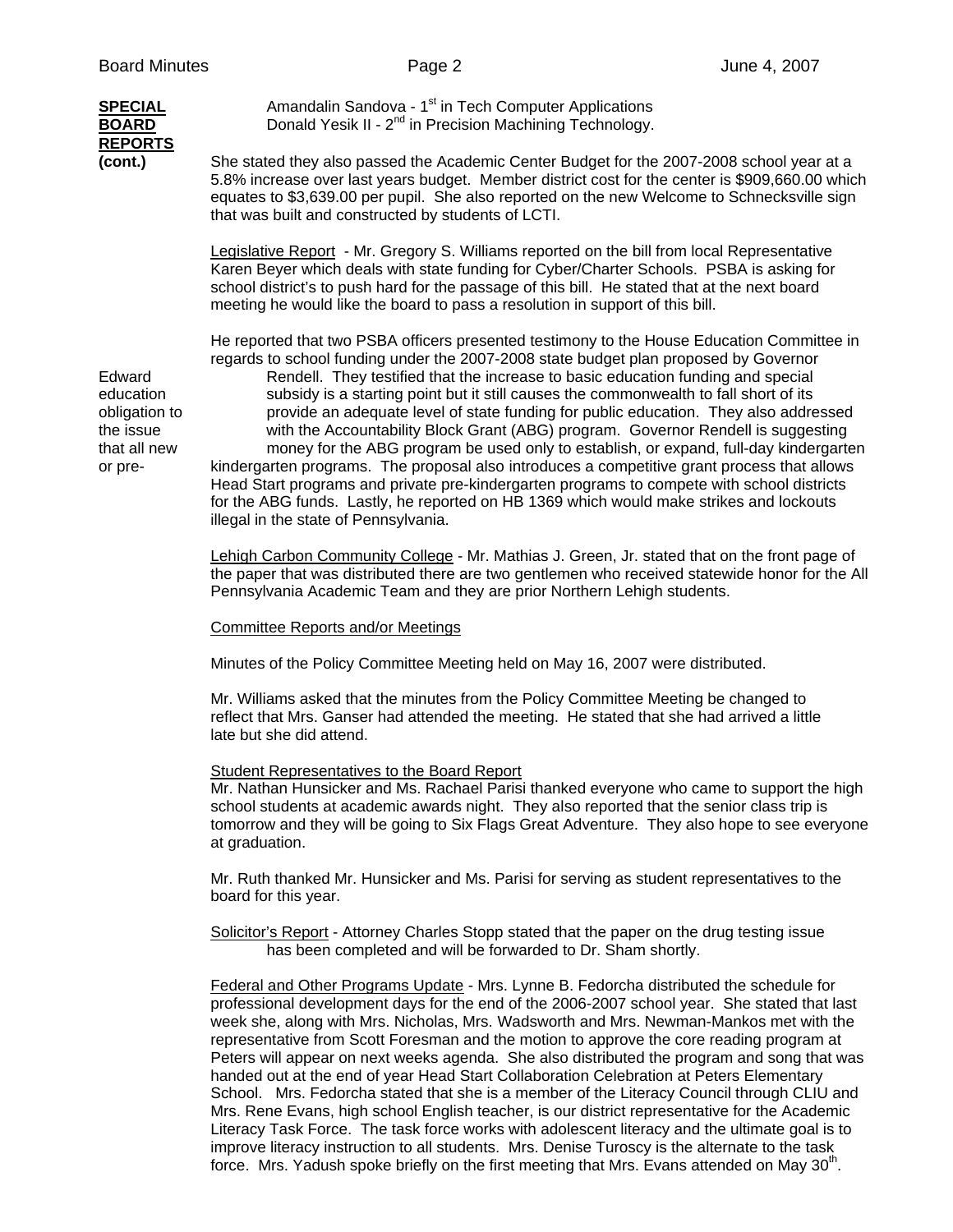**SPECIAL BOARD REPORTS (cont.)**

Amandalin Sandova - 1st in Tech Computer Applications
Donald Yesik II - 2nd in Precision Machining Technology.

She stated they also passed the Academic Center Budget for the 2007-2008 school year at a 5.8% increase over last years budget. Member district cost for the center is $909,660.00 which equates to $3,639.00 per pupil. She also reported on the new Welcome to Schnecksville sign that was built and constructed by students of LCTI.

Legislative Report - Mr. Gregory S. Williams reported on the bill from local Representative Karen Beyer which deals with state funding for Cyber/Charter Schools. PSBA is asking for school district's to push hard for the passage of this bill. He stated that at the next board meeting he would like the board to pass a resolution in support of this bill.

He reported that two PSBA officers presented testimony to the House Education Committee in regards to school funding under the 2007-2008 state budget plan proposed by Governor Rendell. They testified that the increase to basic education funding and special subsidy is a starting point but it still causes the commonwealth to fall short of its provide an adequate level of state funding for public education. They also addressed with the Accountability Block Grant (ABG) program. Governor Rendell is suggesting money for the ABG program be used only to establish, or expand, full-day kindergarten kindergarten programs. The proposal also introduces a competitive grant process that allows Head Start programs and private pre-kindergarten programs to compete with school districts for the ABG funds. Lastly, he reported on HB 1369 which would make strikes and lockouts illegal in the state of Pennsylvania.

Edward education obligation to the issue that all new or pre-

Lehigh Carbon Community College - Mr. Mathias J. Green, Jr. stated that on the front page of the paper that was distributed there are two gentlemen who received statewide honor for the All Pennsylvania Academic Team and they are prior Northern Lehigh students.

Committee Reports and/or Meetings

Minutes of the Policy Committee Meeting held on May 16, 2007 were distributed.

Mr. Williams asked that the minutes from the Policy Committee Meeting be changed to reflect that Mrs. Ganser had attended the meeting. He stated that she had arrived a little late but she did attend.

Student Representatives to the Board Report
Mr. Nathan Hunsicker and Ms. Rachael Parisi thanked everyone who came to support the high school students at academic awards night. They also reported that the senior class trip is tomorrow and they will be going to Six Flags Great Adventure. They also hope to see everyone at graduation.

Mr. Ruth thanked Mr. Hunsicker and Ms. Parisi for serving as student representatives to the board for this year.

Solicitor's Report - Attorney Charles Stopp stated that the paper on the drug testing issue has been completed and will be forwarded to Dr. Sham shortly.

Federal and Other Programs Update - Mrs. Lynne B. Fedorcha distributed the schedule for professional development days for the end of the 2006-2007 school year. She stated that last week she, along with Mrs. Nicholas, Mrs. Wadsworth and Mrs. Newman-Mankos met with the representative from Scott Foresman and the motion to approve the core reading program at Peters will appear on next weeks agenda. She also distributed the program and song that was handed out at the end of year Head Start Collaboration Celebration at Peters Elementary School. Mrs. Fedorcha stated that she is a member of the Literacy Council through CLIU and Mrs. Rene Evans, high school English teacher, is our district representative for the Academic Literacy Task Force. The task force works with adolescent literacy and the ultimate goal is to improve literacy instruction to all students. Mrs. Denise Turoscy is the alternate to the task force. Mrs. Yadush spoke briefly on the first meeting that Mrs. Evans attended on May 30th.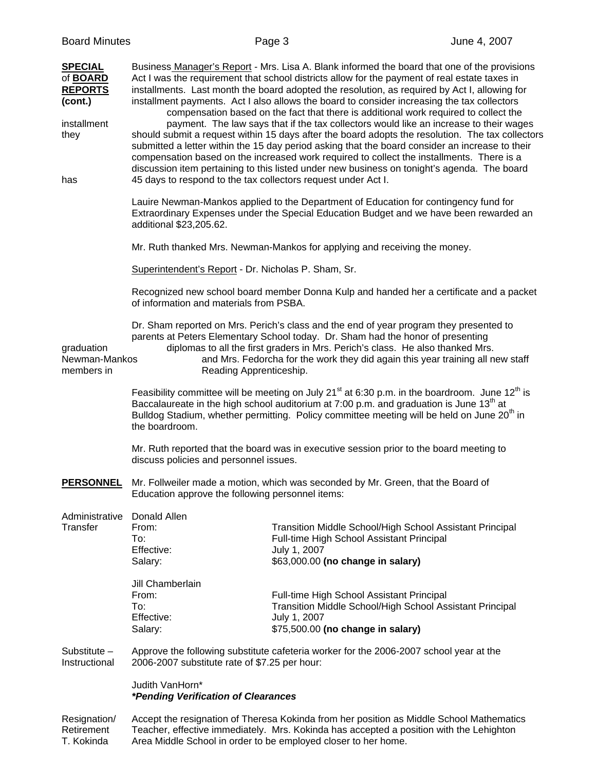**SPECIAL of BOARD REPORTS (cont.)**

Business Manager's Report - Mrs. Lisa A. Blank informed the board that one of the provisions of Act I was the requirement that school districts allow for the payment of real estate taxes in installments. Last month the board adopted the resolution, as required by Act I, allowing for installment payments. Act I also allows the board to consider increasing the tax collectors compensation based on the fact that there is additional work required to collect the installment payment. The law says that if the tax collectors would like an increase to their wages they should submit a request within 15 days after the board adopts the resolution. The tax collectors submitted a letter within the 15 day period asking that the board consider an increase to their compensation based on the increased work required to collect the installments. There is a discussion item pertaining to this listed under new business on tonight's agenda. The board has 45 days to respond to the tax collectors request under Act I.

Lauire Newman-Mankos applied to the Department of Education for contingency fund for Extraordinary Expenses under the Special Education Budget and we have been rewarded an additional $23,205.62.

Mr. Ruth thanked Mrs. Newman-Mankos for applying and receiving the money.

Superintendent's Report - Dr. Nicholas P. Sham, Sr.

Recognized new school board member Donna Kulp and handed her a certificate and a packet of information and materials from PSBA.

Dr. Sham reported on Mrs. Perich's class and the end of year program they presented to parents at Peters Elementary School today. Dr. Sham had the honor of presenting graduation diplomas to all the first graders in Mrs. Perich's class. He also thanked Mrs. Newman-Mankos and Mrs. Fedorcha for the work they did again this year training all new staff members in Reading Apprenticeship.

Feasibility committee will be meeting on July 21st at 6:30 p.m. in the boardroom. June 12th is Baccalaureate in the high school auditorium at 7:00 p.m. and graduation is June 13th at Bulldog Stadium, whether permitting. Policy committee meeting will be held on June 20th in the boardroom.

Mr. Ruth reported that the board was in executive session prior to the board meeting to discuss policies and personnel issues.

**PERSONNEL**

Mr. Follweiler made a motion, which was seconded by Mr. Green, that the Board of Education approve the following personnel items:

Administrative Transfer

Donald Allen
From: Transition Middle School/High School Assistant Principal
To: Full-time High School Assistant Principal
Effective: July 1, 2007
Salary: $63,000.00 **(no change in salary)**

Jill Chamberlain
From: Full-time High School Assistant Principal
To: Transition Middle School/High School Assistant Principal
Effective: July 1, 2007
Salary: $75,500.00 **(no change in salary)**

Substitute – Instructional

Approve the following substitute cafeteria worker for the 2006-2007 school year at the 2006-2007 substitute rate of $7.25 per hour:

Judith VanHorn*
***Pending Verification of Clearances***

Resignation/ Retirement T. Kokinda

Accept the resignation of Theresa Kokinda from her position as Middle School Mathematics Teacher, effective immediately. Mrs. Kokinda has accepted a position with the Lehighton Area Middle School in order to be employed closer to her home.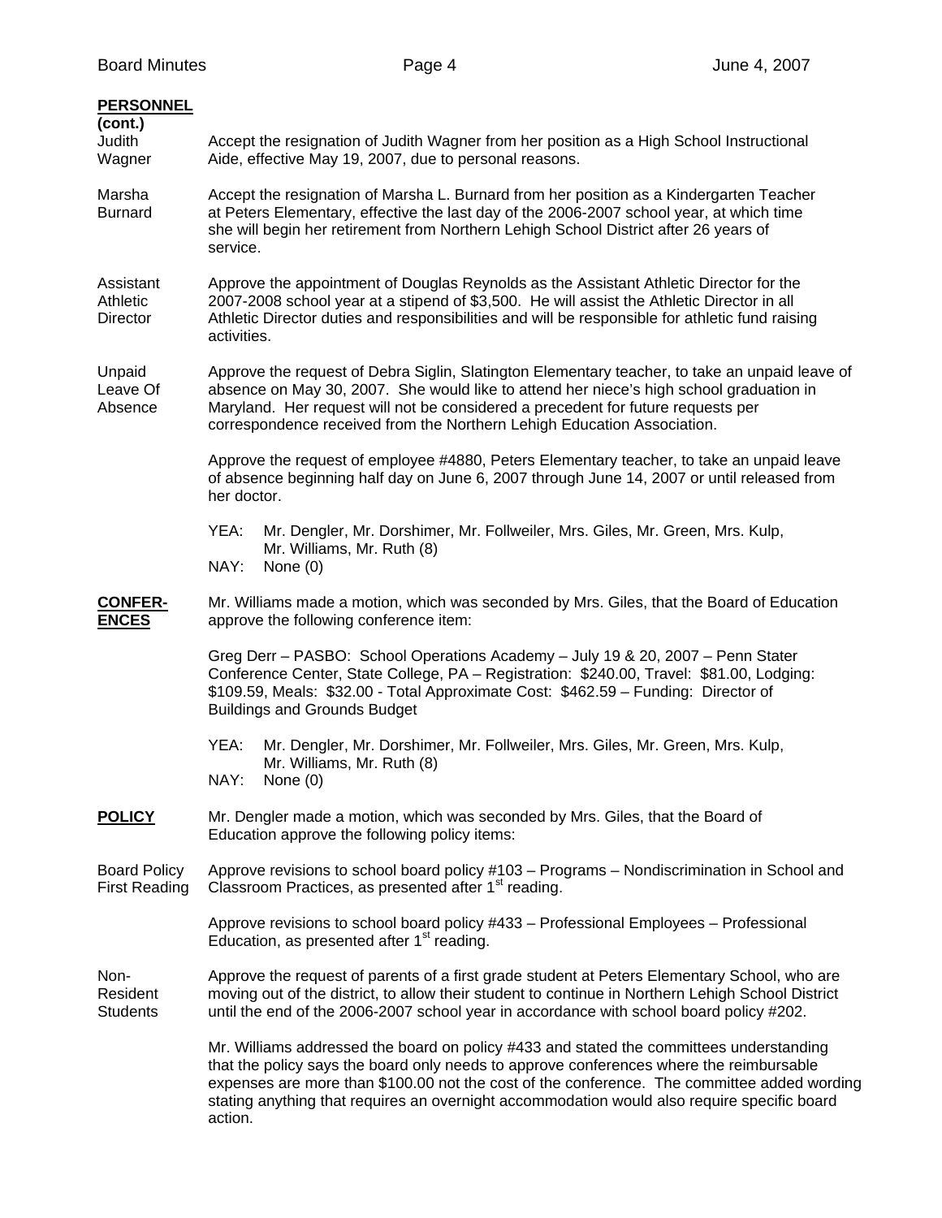**PERSONNEL (cont.)**

Judith Wagner

Accept the resignation of Judith Wagner from her position as a High School Instructional Aide, effective May 19, 2007, due to personal reasons.

Marsha Burnard

Accept the resignation of Marsha L. Burnard from her position as a Kindergarten Teacher at Peters Elementary, effective the last day of the 2006-2007 school year, at which time she will begin her retirement from Northern Lehigh School District after 26 years of service.

Assistant Athletic Director

Approve the appointment of Douglas Reynolds as the Assistant Athletic Director for the 2007-2008 school year at a stipend of $3,500. He will assist the Athletic Director in all Athletic Director duties and responsibilities and will be responsible for athletic fund raising activities.

Unpaid Leave Of Absence

Approve the request of Debra Siglin, Slatington Elementary teacher, to take an unpaid leave of absence on May 30, 2007. She would like to attend her niece's high school graduation in Maryland. Her request will not be considered a precedent for future requests per correspondence received from the Northern Lehigh Education Association.

Approve the request of employee #4880, Peters Elementary teacher, to take an unpaid leave of absence beginning half day on June 6, 2007 through June 14, 2007 or until released from her doctor.

YEA: Mr. Dengler, Mr. Dorshimer, Mr. Follweiler, Mrs. Giles, Mr. Green, Mrs. Kulp, Mr. Williams, Mr. Ruth (8)
NAY: None (0)

**CONFER-ENCES**

Mr. Williams made a motion, which was seconded by Mrs. Giles, that the Board of Education approve the following conference item:

Greg Derr – PASBO: School Operations Academy – July 19 & 20, 2007 – Penn Stater Conference Center, State College, PA – Registration: $240.00, Travel: $81.00, Lodging: $109.59, Meals: $32.00 - Total Approximate Cost: $462.59 – Funding: Director of Buildings and Grounds Budget

YEA: Mr. Dengler, Mr. Dorshimer, Mr. Follweiler, Mrs. Giles, Mr. Green, Mrs. Kulp, Mr. Williams, Mr. Ruth (8)
NAY: None (0)

**POLICY**

Mr. Dengler made a motion, which was seconded by Mrs. Giles, that the Board of Education approve the following policy items:

Board Policy First Reading

Approve revisions to school board policy #103 – Programs – Nondiscrimination in School and Classroom Practices, as presented after 1st reading.

Approve revisions to school board policy #433 – Professional Employees – Professional Education, as presented after 1st reading.

Non-Resident Students

Approve the request of parents of a first grade student at Peters Elementary School, who are moving out of the district, to allow their student to continue in Northern Lehigh School District until the end of the 2006-2007 school year in accordance with school board policy #202.

Mr. Williams addressed the board on policy #433 and stated the committees understanding that the policy says the board only needs to approve conferences where the reimbursable expenses are more than $100.00 not the cost of the conference. The committee added wording stating anything that requires an overnight accommodation would also require specific board action.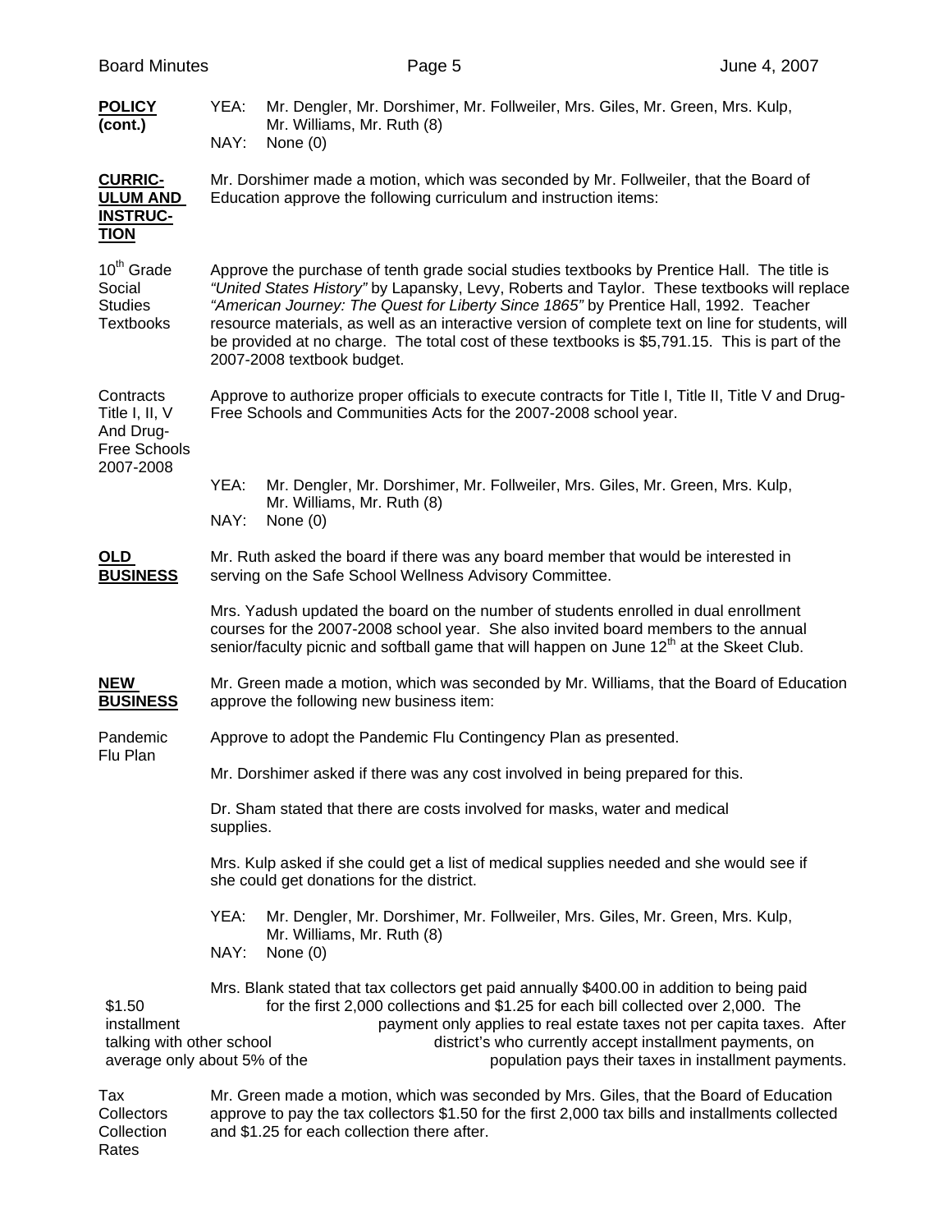**POLICY (cont.)**

YEA: Mr. Dengler, Mr. Dorshimer, Mr. Follweiler, Mrs. Giles, Mr. Green, Mrs. Kulp, Mr. Williams, Mr. Ruth (8)
NAY: None (0)

**CURRICULUM AND INSTRUCTION**

Mr. Dorshimer made a motion, which was seconded by Mr. Follweiler, that the Board of Education approve the following curriculum and instruction items:

10th Grade Social Studies Textbooks

Approve the purchase of tenth grade social studies textbooks by Prentice Hall. The title is *"United States History"* by Lapansky, Levy, Roberts and Taylor. These textbooks will replace *"American Journey: The Quest for Liberty Since 1865"* by Prentice Hall, 1992. Teacher resource materials, as well as an interactive version of complete text on line for students, will be provided at no charge. The total cost of these textbooks is $5,791.15. This is part of the 2007-2008 textbook budget.

Contracts Title I, II, V And Drug-Free Schools 2007-2008

Approve to authorize proper officials to execute contracts for Title I, Title II, Title V and Drug-Free Schools and Communities Acts for the 2007-2008 school year.

YEA: Mr. Dengler, Mr. Dorshimer, Mr. Follweiler, Mrs. Giles, Mr. Green, Mrs. Kulp, Mr. Williams, Mr. Ruth (8)
NAY: None (0)

**OLD BUSINESS**

Mr. Ruth asked the board if there was any board member that would be interested in serving on the Safe School Wellness Advisory Committee.

Mrs. Yadush updated the board on the number of students enrolled in dual enrollment courses for the 2007-2008 school year. She also invited board members to the annual senior/faculty picnic and softball game that will happen on June 12th at the Skeet Club.

**NEW BUSINESS**

Mr. Green made a motion, which was seconded by Mr. Williams, that the Board of Education approve the following new business item:

Pandemic Flu Plan

Approve to adopt the Pandemic Flu Contingency Plan as presented.

Mr. Dorshimer asked if there was any cost involved in being prepared for this.

Dr. Sham stated that there are costs involved for masks, water and medical supplies.

Mrs. Kulp asked if she could get a list of medical supplies needed and she would see if she could get donations for the district.

YEA: Mr. Dengler, Mr. Dorshimer, Mr. Follweiler, Mrs. Giles, Mr. Green, Mrs. Kulp, Mr. Williams, Mr. Ruth (8)
NAY: None (0)

Mrs. Blank stated that tax collectors get paid annually $400.00 in addition to being paid $1.50 for the first 2,000 collections and $1.25 for each bill collected over 2,000. The installment payment only applies to real estate taxes not per capita taxes. After talking with other school district's who currently accept installment payments, on average only about 5% of the population pays their taxes in installment payments.

Tax Collectors Collection Rates

Mr. Green made a motion, which was seconded by Mrs. Giles, that the Board of Education approve to pay the tax collectors $1.50 for the first 2,000 tax bills and installments collected and $1.25 for each collection there after.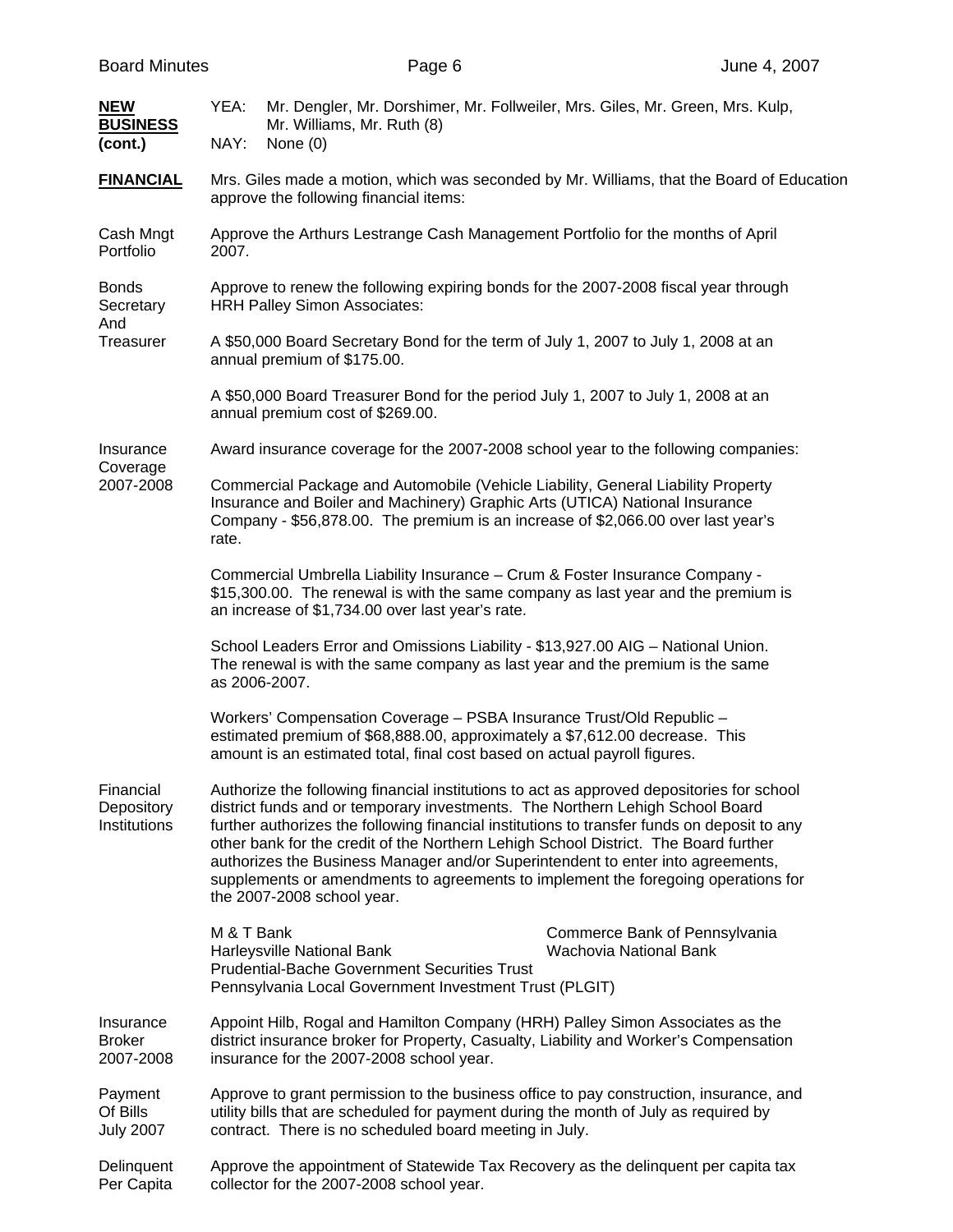**NEW BUSINESS (cont.)**

YEA: Mr. Dengler, Mr. Dorshimer, Mr. Follweiler, Mrs. Giles, Mr. Green, Mrs. Kulp, Mr. Williams, Mr. Ruth (8)
NAY: None (0)

**FINANCIAL**

Mrs. Giles made a motion, which was seconded by Mr. Williams, that the Board of Education approve the following financial items:

Cash Mngt Portfolio — Approve the Arthurs Lestrange Cash Management Portfolio for the months of April 2007.

Bonds Secretary And Treasurer — Approve to renew the following expiring bonds for the 2007-2008 fiscal year through HRH Palley Simon Associates:

A $50,000 Board Secretary Bond for the term of July 1, 2007 to July 1, 2008 at an annual premium of $175.00.

A $50,000 Board Treasurer Bond for the period July 1, 2007 to July 1, 2008 at an annual premium cost of $269.00.

Insurance Coverage 2007-2008 — Award insurance coverage for the 2007-2008 school year to the following companies:

Commercial Package and Automobile (Vehicle Liability, General Liability Property Insurance and Boiler and Machinery) Graphic Arts (UTICA) National Insurance Company - $56,878.00. The premium is an increase of $2,066.00 over last year's rate.

Commercial Umbrella Liability Insurance – Crum & Foster Insurance Company - $15,300.00. The renewal is with the same company as last year and the premium is an increase of $1,734.00 over last year's rate.

School Leaders Error and Omissions Liability - $13,927.00 AIG – National Union. The renewal is with the same company as last year and the premium is the same as 2006-2007.

Workers' Compensation Coverage – PSBA Insurance Trust/Old Republic – estimated premium of $68,888.00, approximately a $7,612.00 decrease. This amount is an estimated total, final cost based on actual payroll figures.

Financial Depository Institutions — Authorize the following financial institutions to act as approved depositories for school district funds and or temporary investments. The Northern Lehigh School Board further authorizes the following financial institutions to transfer funds on deposit to any other bank for the credit of the Northern Lehigh School District. The Board further authorizes the Business Manager and/or Superintendent to enter into agreements, supplements or amendments to agreements to implement the foregoing operations for the 2007-2008 school year.

- M & T Bank
- Commerce Bank of Pennsylvania
- Harleysville National Bank
- Wachovia National Bank
- Prudential-Bache Government Securities Trust
- Pennsylvania Local Government Investment Trust (PLGIT)

Insurance Broker 2007-2008 — Appoint Hilb, Rogal and Hamilton Company (HRH) Palley Simon Associates as the district insurance broker for Property, Casualty, Liability and Worker's Compensation insurance for the 2007-2008 school year.

Payment Of Bills July 2007 — Approve to grant permission to the business office to pay construction, insurance, and utility bills that are scheduled for payment during the month of July as required by contract. There is no scheduled board meeting in July.

Delinquent Per Capita — Approve the appointment of Statewide Tax Recovery as the delinquent per capita tax collector for the 2007-2008 school year.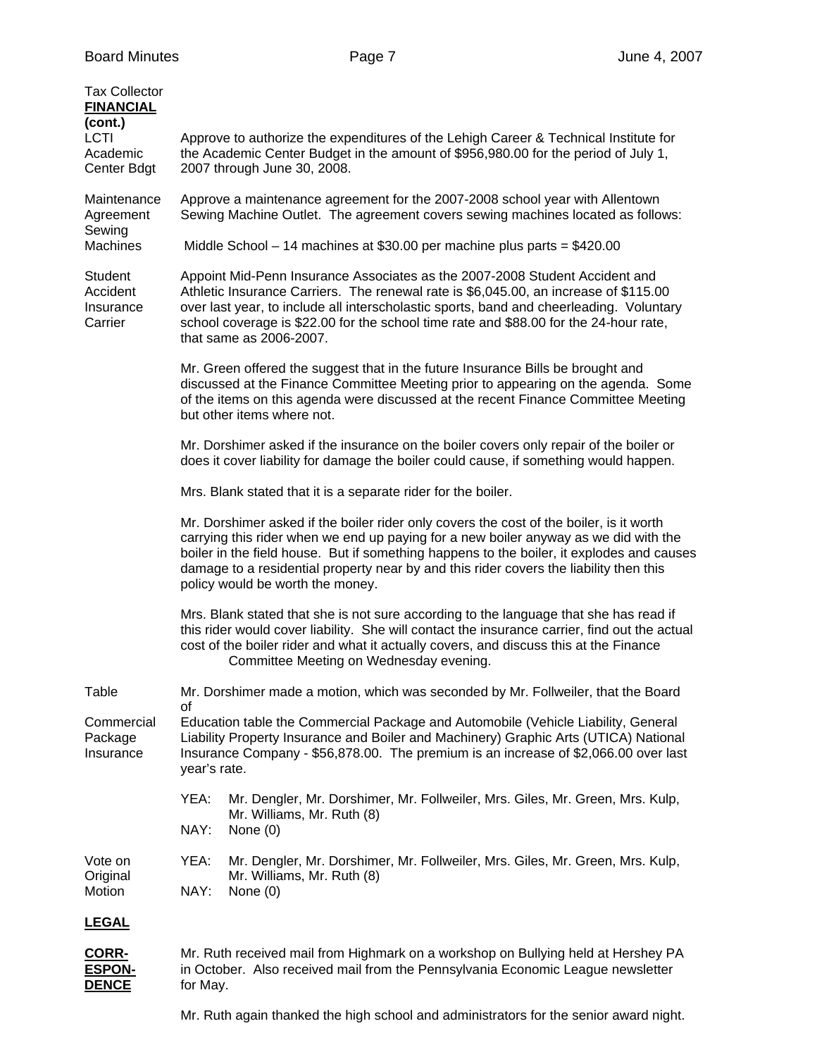Tax Collector

**FINANCIAL (cont.)**

LCTI Academic Center Bdgt — Approve to authorize the expenditures of the Lehigh Career & Technical Institute for the Academic Center Budget in the amount of $956,980.00 for the period of July 1, 2007 through June 30, 2008.

Maintenance Agreement Sewing Machines — Approve a maintenance agreement for the 2007-2008 school year with Allentown Sewing Machine Outlet. The agreement covers sewing machines located as follows:

Middle School – 14 machines at $30.00 per machine plus parts = $420.00

Student Accident Insurance Carrier — Appoint Mid-Penn Insurance Associates as the 2007-2008 Student Accident and Athletic Insurance Carriers. The renewal rate is $6,045.00, an increase of $115.00 over last year, to include all interscholastic sports, band and cheerleading. Voluntary school coverage is $22.00 for the school time rate and $88.00 for the 24-hour rate, that same as 2006-2007.

Mr. Green offered the suggest that in the future Insurance Bills be brought and discussed at the Finance Committee Meeting prior to appearing on the agenda. Some of the items on this agenda were discussed at the recent Finance Committee Meeting but other items where not.

Mr. Dorshimer asked if the insurance on the boiler covers only repair of the boiler or does it cover liability for damage the boiler could cause, if something would happen.

Mrs. Blank stated that it is a separate rider for the boiler.

Mr. Dorshimer asked if the boiler rider only covers the cost of the boiler, is it worth carrying this rider when we end up paying for a new boiler anyway as we did with the boiler in the field house. But if something happens to the boiler, it explodes and causes damage to a residential property near by and this rider covers the liability then this policy would be worth the money.

Mrs. Blank stated that she is not sure according to the language that she has read if this rider would cover liability. She will contact the insurance carrier, find out the actual cost of the boiler rider and what it actually covers, and discuss this at the Finance Committee Meeting on Wednesday evening.

Table Commercial Package Insurance — Mr. Dorshimer made a motion, which was seconded by Mr. Follweiler, that the Board of Education table the Commercial Package and Automobile (Vehicle Liability, General Liability Property Insurance and Boiler and Machinery) Graphic Arts (UTICA) National Insurance Company - $56,878.00. The premium is an increase of $2,066.00 over last year's rate.

YEA: Mr. Dengler, Mr. Dorshimer, Mr. Follweiler, Mrs. Giles, Mr. Green, Mrs. Kulp, Mr. Williams, Mr. Ruth (8)
NAY: None (0)

Vote on Original Motion

YEA: Mr. Dengler, Mr. Dorshimer, Mr. Follweiler, Mrs. Giles, Mr. Green, Mrs. Kulp, Mr. Williams, Mr. Ruth (8)
NAY: None (0)

**LEGAL**

**CORRESPONDENCE**

Mr. Ruth received mail from Highmark on a workshop on Bullying held at Hershey PA in October. Also received mail from the Pennsylvania Economic League newsletter for May.

Mr. Ruth again thanked the high school and administrators for the senior award night.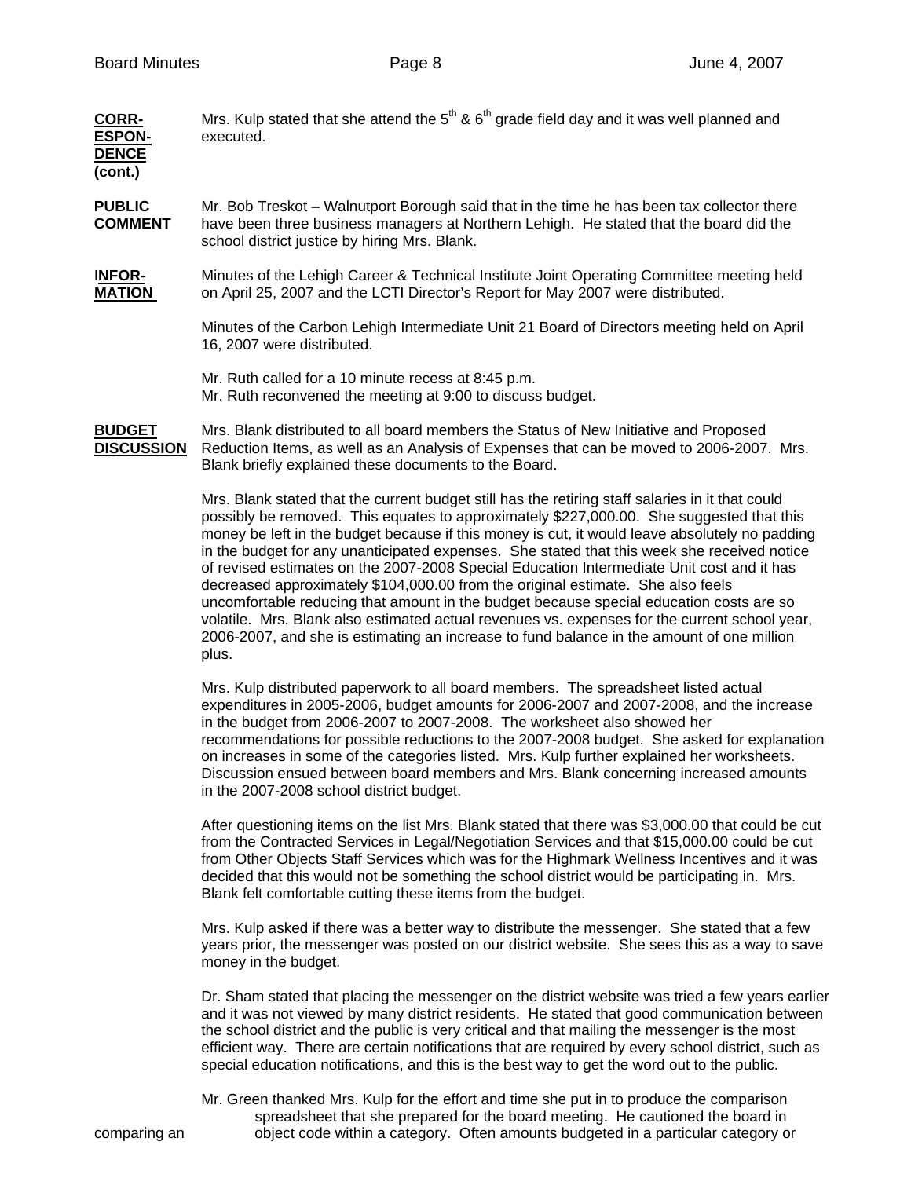**CORRESPONDENCE (cont.)**

Mrs. Kulp stated that she attend the 5th & 6th grade field day and it was well planned and executed.

**PUBLIC COMMENT**

Mr. Bob Treskot – Walnutport Borough said that in the time he has been tax collector there have been three business managers at Northern Lehigh. He stated that the board did the school district justice by hiring Mrs. Blank.

**INFORMATION**

Minutes of the Lehigh Career & Technical Institute Joint Operating Committee meeting held on April 25, 2007 and the LCTI Director's Report for May 2007 were distributed.

Minutes of the Carbon Lehigh Intermediate Unit 21 Board of Directors meeting held on April 16, 2007 were distributed.

Mr. Ruth called for a 10 minute recess at 8:45 p.m.
Mr. Ruth reconvened the meeting at 9:00 to discuss budget.

**BUDGET DISCUSSION**

Mrs. Blank distributed to all board members the Status of New Initiative and Proposed Reduction Items, as well as an Analysis of Expenses that can be moved to 2006-2007. Mrs. Blank briefly explained these documents to the Board.

Mrs. Blank stated that the current budget still has the retiring staff salaries in it that could possibly be removed. This equates to approximately $227,000.00. She suggested that this money be left in the budget because if this money is cut, it would leave absolutely no padding in the budget for any unanticipated expenses. She stated that this week she received notice of revised estimates on the 2007-2008 Special Education Intermediate Unit cost and it has decreased approximately $104,000.00 from the original estimate. She also feels uncomfortable reducing that amount in the budget because special education costs are so volatile. Mrs. Blank also estimated actual revenues vs. expenses for the current school year, 2006-2007, and she is estimating an increase to fund balance in the amount of one million plus.

Mrs. Kulp distributed paperwork to all board members. The spreadsheet listed actual expenditures in 2005-2006, budget amounts for 2006-2007 and 2007-2008, and the increase in the budget from 2006-2007 to 2007-2008. The worksheet also showed her recommendations for possible reductions to the 2007-2008 budget. She asked for explanation on increases in some of the categories listed. Mrs. Kulp further explained her worksheets. Discussion ensued between board members and Mrs. Blank concerning increased amounts in the 2007-2008 school district budget.

After questioning items on the list Mrs. Blank stated that there was $3,000.00 that could be cut from the Contracted Services in Legal/Negotiation Services and that $15,000.00 could be cut from Other Objects Staff Services which was for the Highmark Wellness Incentives and it was decided that this would not be something the school district would be participating in. Mrs. Blank felt comfortable cutting these items from the budget.

Mrs. Kulp asked if there was a better way to distribute the messenger. She stated that a few years prior, the messenger was posted on our district website. She sees this as a way to save money in the budget.

Dr. Sham stated that placing the messenger on the district website was tried a few years earlier and it was not viewed by many district residents. He stated that good communication between the school district and the public is very critical and that mailing the messenger is the most efficient way. There are certain notifications that are required by every school district, such as special education notifications, and this is the best way to get the word out to the public.

Mr. Green thanked Mrs. Kulp for the effort and time she put in to produce the comparison spreadsheet that she prepared for the board meeting. He cautioned the board in comparing an object code within a category. Often amounts budgeted in a particular category or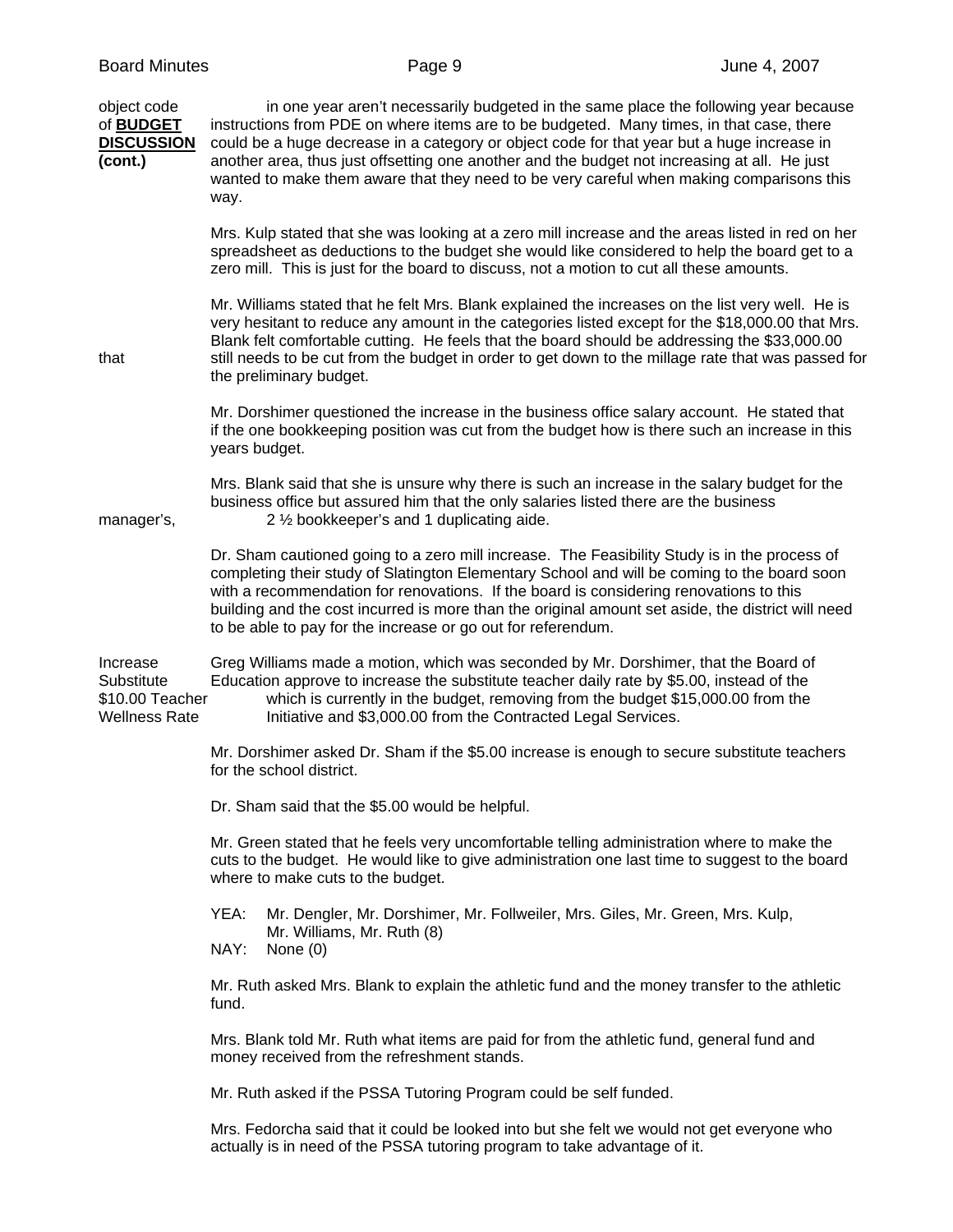**BUDGET DISCUSSION (cont.)**

in one year aren't necessarily budgeted in the same place the following year because of instructions from PDE on where items are to be budgeted. Many times, in that case, there could be a huge decrease in a category or object code for that year but a huge increase in another area, thus just offsetting one another and the budget not increasing at all. He just wanted to make them aware that they need to be very careful when making comparisons this way.

Mrs. Kulp stated that she was looking at a zero mill increase and the areas listed in red on her spreadsheet as deductions to the budget she would like considered to help the board get to a zero mill. This is just for the board to discuss, not a motion to cut all these amounts.

Mr. Williams stated that he felt Mrs. Blank explained the increases on the list very well. He is very hesitant to reduce any amount in the categories listed except for the $18,000.00 that Mrs. Blank felt comfortable cutting. He feels that the board should be addressing the $33,000.00 that still needs to be cut from the budget in order to get down to the millage rate that was passed for the preliminary budget.

Mr. Dorshimer questioned the increase in the business office salary account. He stated that if the one bookkeeping position was cut from the budget how is there such an increase in this years budget.

Mrs. Blank said that she is unsure why there is such an increase in the salary budget for the business office but assured him that the only salaries listed there are the business manager's, 2 ½ bookkeeper's and 1 duplicating aide.

Dr. Sham cautioned going to a zero mill increase. The Feasibility Study is in the process of completing their study of Slatington Elementary School and will be coming to the board soon with a recommendation for renovations. If the board is considering renovations to this building and the cost incurred is more than the original amount set aside, the district will need to be able to pay for the increase or go out for referendum.

**Increase Substitute Teacher Rate**

Greg Williams made a motion, which was seconded by Mr. Dorshimer, that the Board of Education approve to increase the substitute teacher daily rate by $5.00, instead of the $10.00 which is currently in the budget, removing from the budget $15,000.00 from the Wellness Initiative and $3,000.00 from the Contracted Legal Services.

Mr. Dorshimer asked Dr. Sham if the $5.00 increase is enough to secure substitute teachers for the school district.

Dr. Sham said that the $5.00 would be helpful.

Mr. Green stated that he feels very uncomfortable telling administration where to make the cuts to the budget. He would like to give administration one last time to suggest to the board where to make cuts to the budget.

YEA: Mr. Dengler, Mr. Dorshimer, Mr. Follweiler, Mrs. Giles, Mr. Green, Mrs. Kulp, Mr. Williams, Mr. Ruth (8)
NAY: None (0)

Mr. Ruth asked Mrs. Blank to explain the athletic fund and the money transfer to the athletic fund.

Mrs. Blank told Mr. Ruth what items are paid for from the athletic fund, general fund and money received from the refreshment stands.

Mr. Ruth asked if the PSSA Tutoring Program could be self funded.

Mrs. Fedorcha said that it could be looked into but she felt we would not get everyone who actually is in need of the PSSA tutoring program to take advantage of it.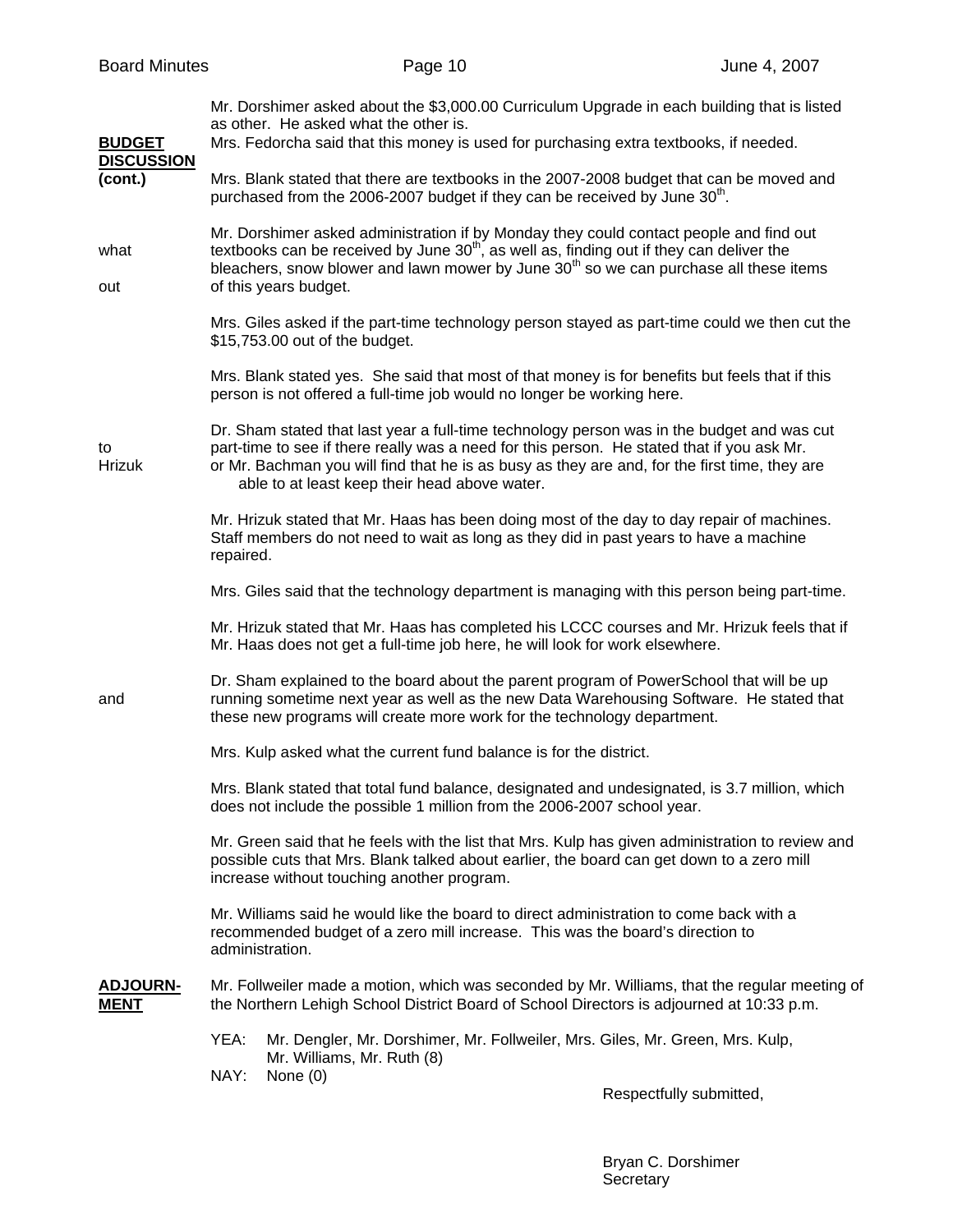**BUDGET DISCUSSION (cont.)**

Mr. Dorshimer asked about the $3,000.00 Curriculum Upgrade in each building that is listed as other. He asked what the other is.

Mrs. Fedorcha said that this money is used for purchasing extra textbooks, if needed.

Mrs. Blank stated that there are textbooks in the 2007-2008 budget that can be moved and purchased from the 2006-2007 budget if they can be received by June 30th.

Mr. Dorshimer asked administration if by Monday they could contact people and find out what textbooks can be received by June 30th, as well as, finding out if they can deliver the bleachers, snow blower and lawn mower by June 30th so we can purchase all these items out of this years budget.

Mrs. Giles asked if the part-time technology person stayed as part-time could we then cut the $15,753.00 out of the budget.

Mrs. Blank stated yes. She said that most of that money is for benefits but feels that if this person is not offered a full-time job would no longer be working here.

Dr. Sham stated that last year a full-time technology person was in the budget and was cut to part-time to see if there really was a need for this person. He stated that if you ask Mr. Hrizuk or Mr. Bachman you will find that he is as busy as they are and, for the first time, they are able to at least keep their head above water.

Mr. Hrizuk stated that Mr. Haas has been doing most of the day to day repair of machines. Staff members do not need to wait as long as they did in past years to have a machine repaired.

Mrs. Giles said that the technology department is managing with this person being part-time.

Mr. Hrizuk stated that Mr. Haas has completed his LCCC courses and Mr. Hrizuk feels that if Mr. Haas does not get a full-time job here, he will look for work elsewhere.

Dr. Sham explained to the board about the parent program of PowerSchool that will be up and running sometime next year as well as the new Data Warehousing Software. He stated that these new programs will create more work for the technology department.

Mrs. Kulp asked what the current fund balance is for the district.

Mrs. Blank stated that total fund balance, designated and undesignated, is 3.7 million, which does not include the possible 1 million from the 2006-2007 school year.

Mr. Green said that he feels with the list that Mrs. Kulp has given administration to review and possible cuts that Mrs. Blank talked about earlier, the board can get down to a zero mill increase without touching another program.

Mr. Williams said he would like the board to direct administration to come back with a recommended budget of a zero mill increase. This was the board's direction to administration.

**ADJOURNMENT**

Mr. Follweiler made a motion, which was seconded by Mr. Williams, that the regular meeting of the Northern Lehigh School District Board of School Directors is adjourned at 10:33 p.m.

YEA: Mr. Dengler, Mr. Dorshimer, Mr. Follweiler, Mrs. Giles, Mr. Green, Mrs. Kulp, Mr. Williams, Mr. Ruth (8)
NAY: None (0)

Respectfully submitted,

Bryan C. Dorshimer
Secretary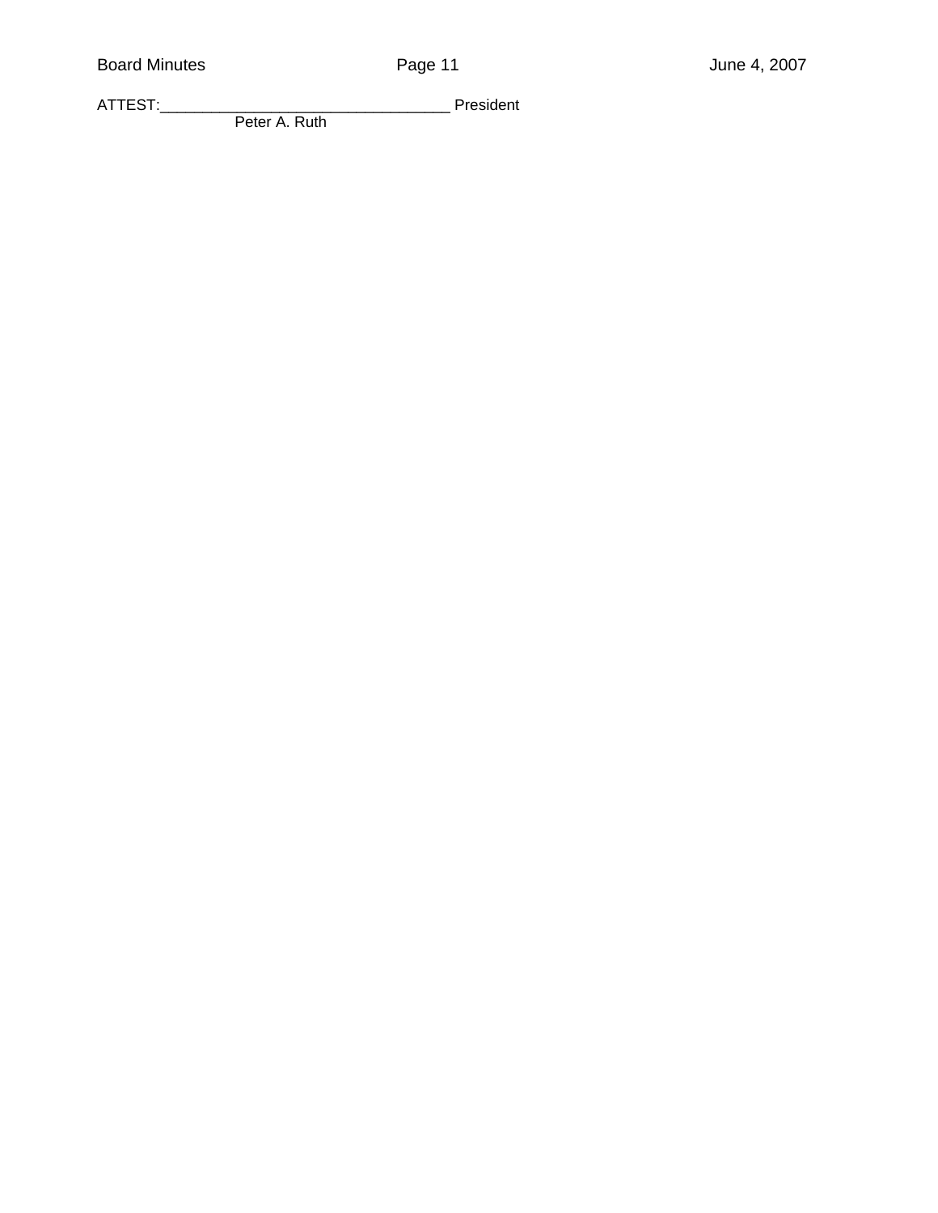ATTEST:___________________________________ President
Peter A. Ruth